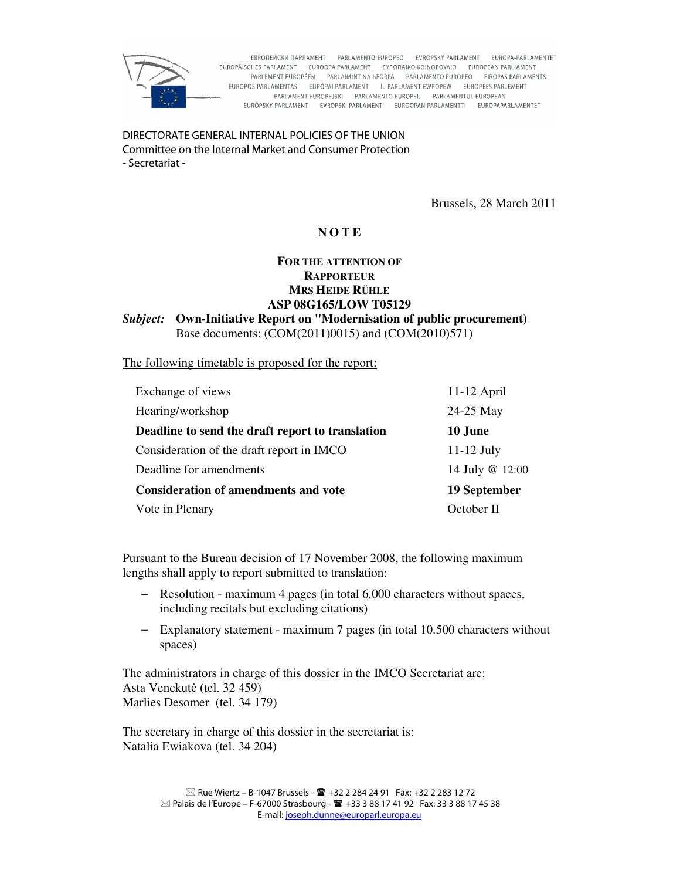ЕВРОПЕЙСКИ ПАРЛАМЕНТ PARLAMENTO EUROPEO EVROPSKÝ PARLAMENT EUROPA-PARLAMENTET EUROPÄISCHES PARLAMENT EUROOPA PARLAMENT ΕΥΡΩΠΑΪΚΟ ΚΟΙΝΟΒΟΥΛΙΟ EUROPEAN PARLIAMENT PARLEMENT EUROPÉEN PARLAIMINT NA hEORPA PARLAMENTO EUROPEO EIROPAS PARLAMENTS EUROPOS PARLAMENTAS EURÓPAI PARLAMENT IL-PARLAMENT EWROPEW EUROPEES PARLEMENT PARLAMENT EUROPEJSKI PARLAMENTO EUROPEU PARLAMENTUL EUROPEAN EURÓPSKY PARLAMENT EVROPSKI PARLAMENT EUROOPAN PARLAMENTTI EUROPAPARLAMENTET

DIRECTORATE GENERAL INTERNAL POLICIES OF THE UNION
Committee on the Internal Market and Consumer Protection
- Secretariat -

Brussels, 28 March 2011

# NOTE

**FOR THE ATTENTION OF**
**RAPPORTEUR**
**MRS HEIDE RÜHLE**
**ASP 08G165/LOW T05129**

***Subject:*** **Own-Initiative Report on "Modernisation of public procurement)**
Base documents: (COM(2011)0015) and (COM(2010)571)

The following timetable is proposed for the report:

| | |
|---|---|
| Exchange of views | 11-12 April |
| Hearing/workshop | 24-25 May |
| **Deadline to send the draft report to translation** | **10 June** |
| Consideration of the draft report in IMCO | 11-12 July |
| Deadline for amendments | 14 July @ 12:00 |
| **Consideration of amendments and vote** | **19 September** |
| Vote in Plenary | October II |

Pursuant to the Bureau decision of 17 November 2008, the following maximum lengths shall apply to report submitted to translation:

- Resolution - maximum 4 pages (in total 6.000 characters without spaces, including recitals but excluding citations)
- Explanatory statement - maximum 7 pages (in total 10.500 characters without spaces)

The administrators in charge of this dossier in the IMCO Secretariat are:
Asta Venckutė (tel. 32 459)
Marlies Desomer (tel. 34 179)

The secretary in charge of this dossier in the secretariat is:
Natalia Ewiakova (tel. 34 204)

✉ Rue Wiertz – B-1047 Brussels - ☎ +32 2 284 24 91 Fax: +32 2 283 12 72
✉ Palais de l'Europe – F-67000 Strasbourg - ☎ +33 3 88 17 41 92 Fax: 33 3 88 17 45 38
E-mail: joseph.dunne@europarl.europa.eu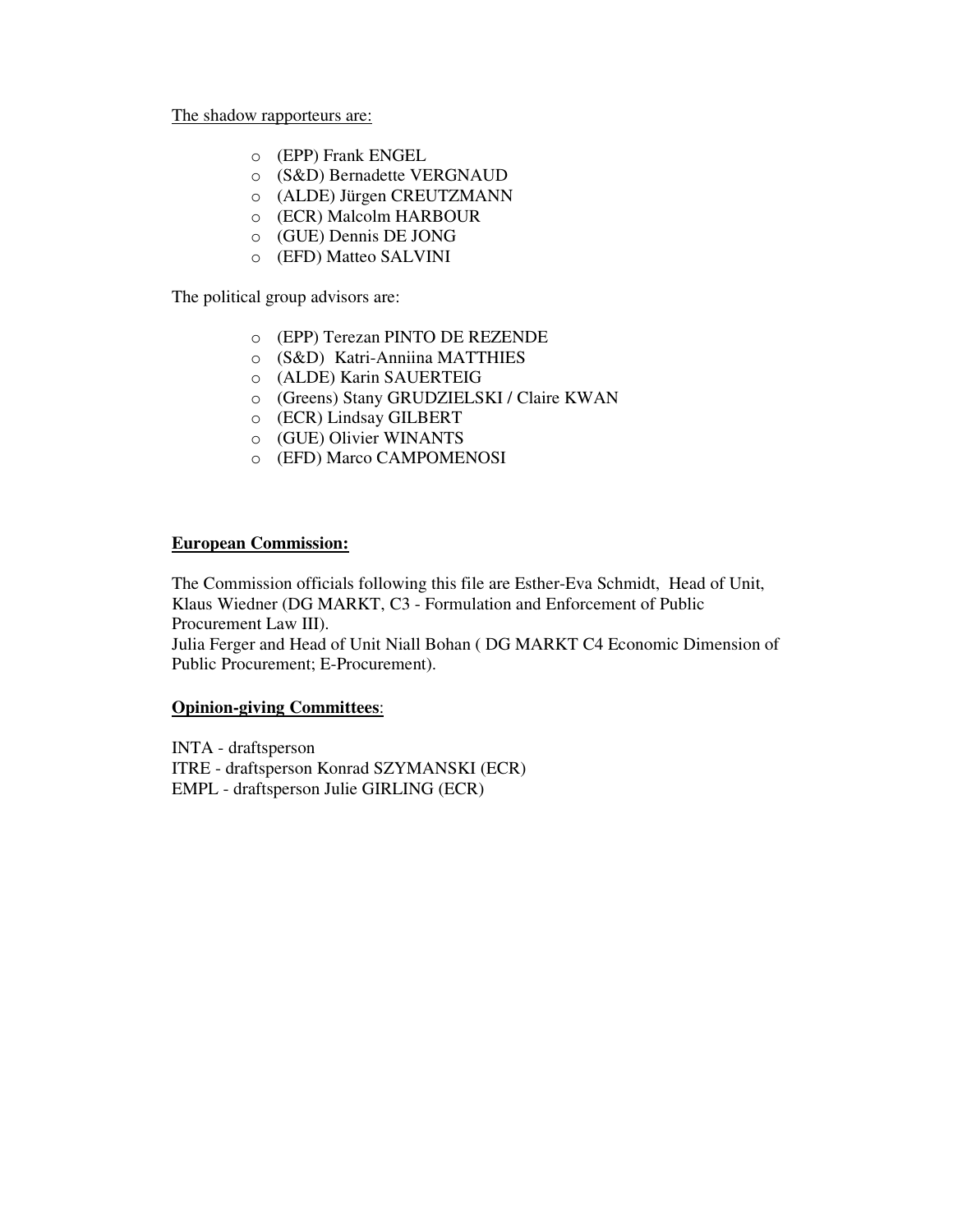The shadow rapporteurs are:

- (EPP) Frank ENGEL
- (S&D) Bernadette VERGNAUD
- (ALDE) Jürgen CREUTZMANN
- (ECR) Malcolm HARBOUR
- (GUE) Dennis DE JONG
- (EFD) Matteo SALVINI

The political group advisors are:

- (EPP) Terezan PINTO DE REZENDE
- (S&D) Katri-Anniina MATTHIES
- (ALDE) Karin SAUERTEIG
- (Greens) Stany GRUDZIELSKI / Claire KWAN
- (ECR) Lindsay GILBERT
- (GUE) Olivier WINANTS
- (EFD) Marco CAMPOMENOSI

**European Commission:**

The Commission officials following this file are Esther-Eva Schmidt, Head of Unit, Klaus Wiedner (DG MARKT, C3 - Formulation and Enforcement of Public Procurement Law III).
Julia Ferger and Head of Unit Niall Bohan ( DG MARKT C4 Economic Dimension of Public Procurement; E-Procurement).

**Opinion-giving Committees**:

INTA - draftsperson
ITRE - draftsperson Konrad SZYMANSKI (ECR)
EMPL - draftsperson Julie GIRLING (ECR)